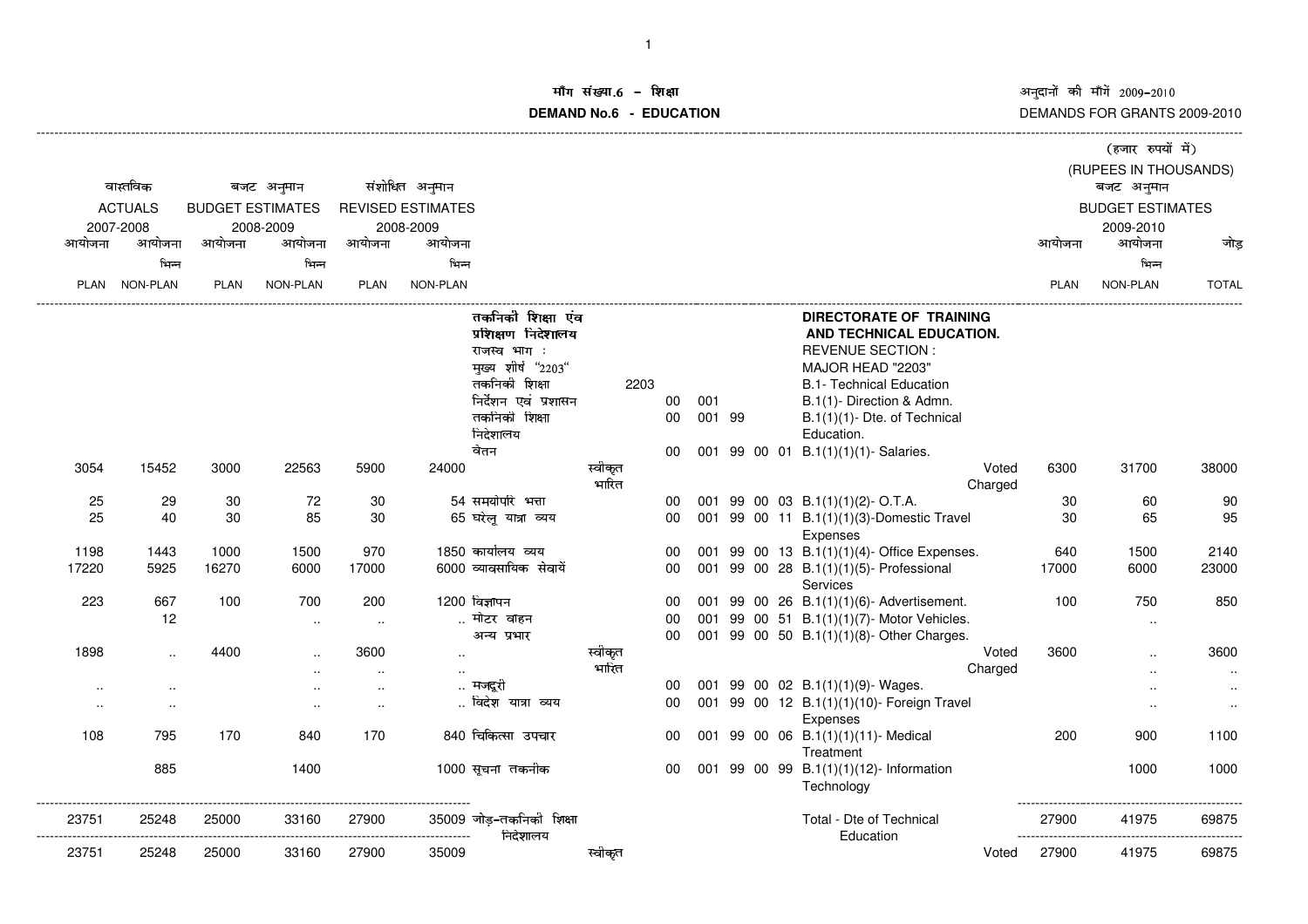# माँग संख्या.6 – शिक्षा

# DEMAND No.6 - EDUCATION

अनुदानों की माँगें 2009-2010

DEMANDS FOR GRANTS 2009-2010

(हजार रुपयों में)

(RUPEES IN THOUSANDS)

| वास्तविक ACTUALS 2007-2008 आयोजना PLAN | आयोजना भिन्न NON-PLAN | बजट अनुमान BUDGET ESTIMATES 2008-2009 आयोजना PLAN | आयोजना भिन्न NON-PLAN | संशोधित अनुमान REVISED ESTIMATES 2008-2009 आयोजना PLAN | आयोजना भिन्न NON-PLAN | | | | | बजट अनुमान BUDGET ESTIMATES 2009-2010 आयोजना PLAN | आयोजना भिन्न NON-PLAN | जोड़ TOTAL |
|---|---|---|---|---|---|---|---|---|---|---|---|---|
| | | | | | | तकनीकी शिक्षा एंव प्रशिक्षण निदेशालय | | | **DIRECTORATE OF TRAINING AND TECHNICAL EDUCATION.** | | | |
| | | | | | | राजस्व भाग : | | | REVENUE SECTION : | | | |
| | | | | | | मुख्य शीर्ष "2203" | | | MAJOR HEAD "2203" | | | |
| | | | | | | तकनिकी शिक्षा | | 2203 | B.1- Technical Education | | | |
| | | | | | | निर्देशन एवं प्रशासन | | 00 001 | B.1(1)- Direction & Admn. | | | |
| | | | | | | तकनिकी शिक्षा निदेशालय | | 00 001 99 | B.1(1)(1)- Dte. of Technical Education. | | | |
| | | | | | | वेतन | | 00 001 99 00 01 | B.1(1)(1)(1)- Salaries. | | | |
| 3054 | 15452 | 3000 | 22563 | 5900 | 24000 | | स्वीकृत | | Voted | 6300 | 31700 | 38000 |
| | | | | | | | भारित | | Charged | | | |
| 25 | 29 | 30 | 72 | 30 | 54 | समयोपरि भत्ता | | 00 001 99 00 03 | B.1(1)(1)(2)- O.T.A. | 30 | 60 | 90 |
| 25 | 40 | 30 | 85 | 30 | 65 | घरेलू यात्रा व्यय | | 00 001 99 00 11 | B.1(1)(1)(3)-Domestic Travel Expenses | 30 | 65 | 95 |
| 1198 | 1443 | 1000 | 1500 | 970 | 1850 | कार्यालय व्यय | | 00 001 99 00 13 | B.1(1)(1)(4)- Office Expenses. | 640 | 1500 | 2140 |
| 17220 | 5925 | 16270 | 6000 | 17000 | 6000 | व्यावसायिक सेवायें | | 00 001 99 00 28 | B.1(1)(1)(5)- Professional Services | 17000 | 6000 | 23000 |
| 223 | 667 | 100 | 700 | 200 | 1200 | विज्ञापन | | 00 001 99 00 26 | B.1(1)(1)(6)- Advertisement. | 100 | 750 | 850 |
| | 12 | | .. | .. | .. | मोटर वाहन | | 00 001 99 00 51 | B.1(1)(1)(7)- Motor Vehicles. | | .. | |
| | | | | | | अन्य प्रभार | | 00 001 99 00 50 | B.1(1)(1)(8)- Other Charges. | | | |
| 1898 | .. | 4400 | .. | 3600 | .. | | स्वीकृत | | Voted | 3600 | .. | 3600 |
| | | | .. | .. | .. | | भारित | | Charged | | .. | .. |
| .. | .. | | .. | .. | .. | मजदूरी | | 00 001 99 00 02 | B.1(1)(1)(9)- Wages. | | .. | .. |
| .. | .. | | .. | .. | .. | विदेश यात्रा व्यय | | 00 001 99 00 12 | B.1(1)(1)(10)- Foreign Travel Expenses | | .. | .. |
| 108 | 795 | 170 | 840 | 170 | 840 | चिकित्सा उपचार | | 00 001 99 00 06 | B.1(1)(1)(11)- Medical Treatment | 200 | 900 | 1100 |
| | 885 | | 1400 | | 1000 | सूचना तकनीक | | 00 001 99 00 99 | B.1(1)(1)(12)- Information Technology | | 1000 | 1000 |
| 23751 | 25248 | 25000 | 33160 | 27900 | 35009 | जोड़-तकनिकी शिक्षा निदेशालय | | | Total - Dte of Technical Education | 27900 | 41975 | 69875 |
| 23751 | 25248 | 25000 | 33160 | 27900 | 35009 | | स्वीकृत | | Voted | 27900 | 41975 | 69875 |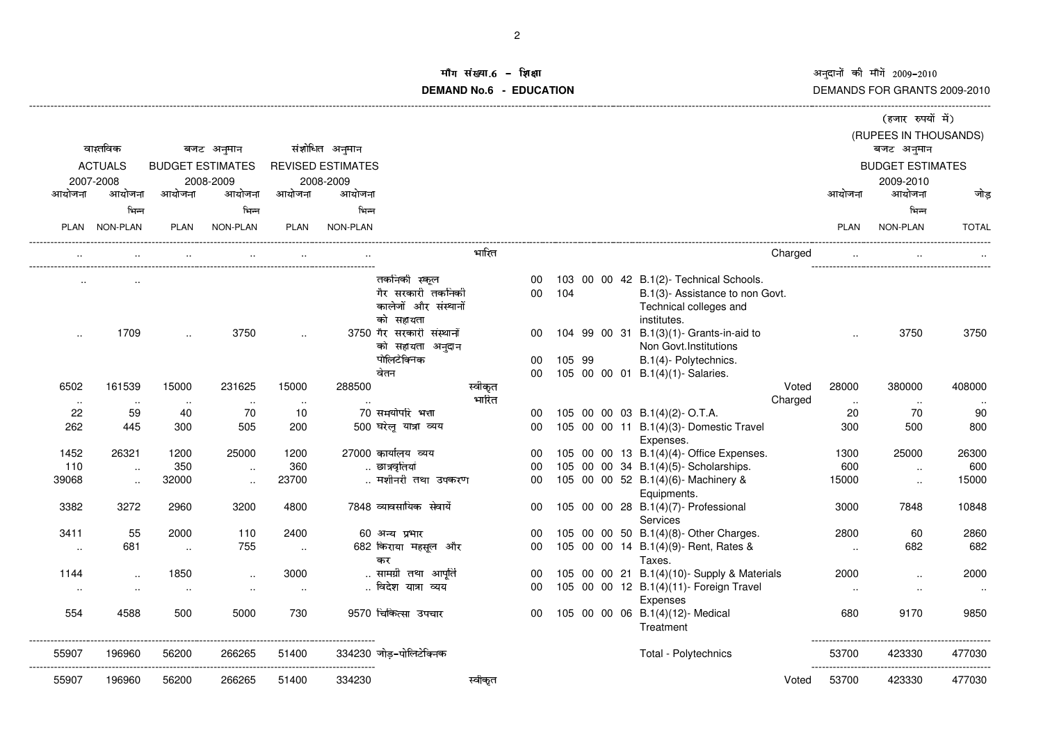# मांग संख्या.6 - शिक्षा
# DEMAND No.6 - EDUCATION

अनुदानों की माँगें 2009-2010
DEMANDS FOR GRANTS 2009-2010

(हजार रुपयों में)
(RUPEES IN THOUSANDS)

| वास्तविक ACTUALS 2007-2008 | | बजट अनुमान BUDGET ESTIMATES 2008-2009 | | संशोधित अनुमान REVISED ESTIMATES 2008-2009 | | | | | बजट अनुमान BUDGET ESTIMATES 2009-2010 | | |
|---|---|---|---|---|---|---|---|---|---|---|---|
| आयोजना PLAN | आयोजना भिन्न NON-PLAN | आयोजना PLAN | आयोजना भिन्न NON-PLAN | आयोजना PLAN | आयोजना भिन्न NON-PLAN | | | | आयोजना PLAN | आयोजना भिन्न NON-PLAN | जोड़ TOTAL |
| .. | .. | .. | .. | .. | .. | भारित | | Charged | .. | .. | .. |
| .. | .. | | | | | तकनीकी स्कूल | 00 103 00 00 42 | B.1(2)- Technical Schools. | | | |
| | | | | | | गैर सरकारी तकनीकी कालेजों और संस्थानों को सहायता | 00 104 | B.1(3)- Assistance to non Govt. Technical colleges and institutes. | | | |
| .. | 1709 | .. | 3750 | .. | 3750 | गैर सरकारी संस्थानों को सहायता अनुदान | 00 104 99 00 31 | B.1(3)(1)- Grants-in-aid to Non Govt.Institutions | .. | 3750 | 3750 |
| | | | | | | पोलिटेक्निक | 00 105 99 | B.1(4)- Polytechnics. | | | |
| | | | | | | वेतन | 00 105 00 00 01 | B.1(4)(1)- Salaries. | | | |
| 6502 | 161539 | 15000 | 231625 | 15000 | 288500 | स्वीकृत | | Voted | 28000 | 380000 | 408000 |
| .. | .. | .. | .. | .. | .. | भारित | | Charged | .. | .. | .. |
| 22 | 59 | 40 | 70 | 10 | 70 | समयोपरि भत्ता | 00 105 00 00 03 | B.1(4)(2)- O.T.A. | 20 | 70 | 90 |
| 262 | 445 | 300 | 505 | 200 | 500 | घरेलू यात्रा व्यय | 00 105 00 00 11 | B.1(4)(3)- Domestic Travel Expenses. | 300 | 500 | 800 |
| 1452 | 26321 | 1200 | 25000 | 1200 | 27000 | कार्यालय व्यय | 00 105 00 00 13 | B.1(4)(4)- Office Expenses. | 1300 | 25000 | 26300 |
| 110 | .. | 350 | .. | 360 | .. | छात्रवृत्तियां | 00 105 00 00 34 | B.1(4)(5)- Scholarships. | 600 | .. | 600 |
| 39068 | .. | 32000 | .. | 23700 | .. | मशीनरी तथा उपकरण | 00 105 00 00 52 | B.1(4)(6)- Machinery & Equipments. | 15000 | .. | 15000 |
| 3382 | 3272 | 2960 | 3200 | 4800 | 7848 | व्यावसायिक सेवायें | 00 105 00 00 28 | B.1(4)(7)- Professional Services | 3000 | 7848 | 10848 |
| 3411 | 55 | 2000 | 110 | 2400 | 60 | अन्य प्रभार | 00 105 00 00 50 | B.1(4)(8)- Other Charges. | 2800 | 60 | 2860 |
| .. | 681 | .. | 755 | .. | 682 | किराया महसूल और कर | 00 105 00 00 14 | B.1(4)(9)- Rent, Rates & Taxes. | .. | 682 | 682 |
| 1144 | .. | 1850 | .. | 3000 | .. | सामग्री तथा आपूर्ति | 00 105 00 00 21 | B.1(4)(10)- Supply & Materials | 2000 | .. | 2000 |
| .. | .. | .. | .. | .. | .. | विदेश यात्रा व्यय | 00 105 00 00 12 | B.1(4)(11)- Foreign Travel Expenses | .. | .. | .. |
| 554 | 4588 | 500 | 5000 | 730 | 9570 | चिकित्सा उपचार | 00 105 00 00 06 | B.1(4)(12)- Medical Treatment | 680 | 9170 | 9850 |
| 55907 | 196960 | 56200 | 266265 | 51400 | 334230 | जोड़-पोलिटेक्निक | | Total - Polytechnics | 53700 | 423330 | 477030 |
| 55907 | 196960 | 56200 | 266265 | 51400 | 334230 | स्वीकृत | | Voted | 53700 | 423330 | 477030 |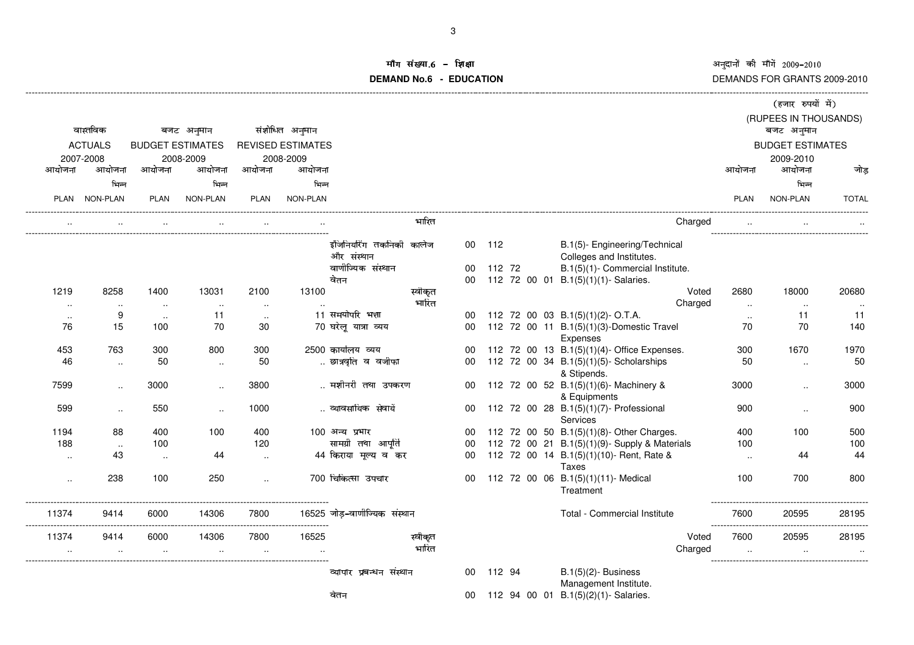**माँग संख्या.6 – शिक्षा**

**DEMAND No.6 - EDUCATION**

अनुदानों की माँगें 2009-2010

DEMANDS FOR GRANTS 2009-2010

(हजार रुपयों में)
(RUPEES IN THOUSANDS)

| वास्तविक ACTUALS 2007-2008 | | बजट अनुमान BUDGET ESTIMATES 2008-2009 | | संशोधित अनुमान REVISED ESTIMATES 2008-2009 | | | | | बजट अनुमान BUDGET ESTIMATES 2009-2010 | | |
|---|---|---|---|---|---|---|---|---|---|---|---|
| आयोजना PLAN | आयोजना भिन्न NON-PLAN | आयोजना PLAN | आयोजना भिन्न NON-PLAN | आयोजना PLAN | आयोजना भिन्न NON-PLAN | | | | आयोजना PLAN | आयोजना भिन्न NON-PLAN | जोड़ TOTAL |
| .. | .. | .. | .. | .. | .. | भारित | | Charged | .. | .. | .. |
| | | | | | | इंजिनियरिंग तकनिकी कालेज और संस्थान | 00 112 | B.1(5)- Engineering/Technical Colleges and Institutes. | | | |
| | | | | | | वाणीज्यिक संस्थान | 00 112 72 | B.1(5)(1)- Commercial Institute. | | | |
| | | | | | | वेतन | 00 112 72 00 01 | B.1(5)(1)(1)- Salaries. | | | |
| 1219 | 8258 | 1400 | 13031 | 2100 | 13100 | स्वीकृत | | Voted | 2680 | 18000 | 20680 |
| .. | .. | .. | .. | .. | .. | भारित | | Charged | .. | .. | .. |
| .. | 9 | .. | 11 | .. | 11 | समयोपरि भत्ता | 00 112 72 00 03 | B.1(5)(1)(2)- O.T.A. | .. | 11 | 11 |
| 76 | 15 | 100 | 70 | 30 | 70 | घरेलू यात्रा व्यय | 00 112 72 00 11 | B.1(5)(1)(3)-Domestic Travel Expenses | 70 | 70 | 140 |
| 453 | 763 | 300 | 800 | 300 | 2500 | कार्यालय व्यय | 00 112 72 00 13 | B.1(5)(1)(4)- Office Expenses. | 300 | 1670 | 1970 |
| 46 | .. | 50 | .. | 50 | .. | छात्रवृति व वजीफा | 00 112 72 00 34 | B.1(5)(1)(5)- Scholarships & Stipends. | 50 | .. | 50 |
| 7599 | .. | 3000 | .. | 3800 | .. | मशीनरी तथा उपकरण | 00 112 72 00 52 | B.1(5)(1)(6)- Machinery & & Equipments | 3000 | .. | 3000 |
| 599 | .. | 550 | .. | 1000 | .. | व्यावसायिक सेवायें | 00 112 72 00 28 | B.1(5)(1)(7)- Professional Services | 900 | .. | 900 |
| 1194 | 88 | 400 | 100 | 400 | 100 | अन्य प्रभार | 00 112 72 00 50 | B.1(5)(1)(8)- Other Charges. | 400 | 100 | 500 |
| 188 | .. | 100 | | 120 | | सामग्री तथा आपूर्ति | 00 112 72 00 21 | B.1(5)(1)(9)- Supply & Materials | 100 | | 100 |
| .. | 43 | .. | 44 | .. | 44 | किराया मूल्य व कर | 00 112 72 00 14 | B.1(5)(1)(10)- Rent, Rate & Taxes | .. | 44 | 44 |
| .. | 238 | 100 | 250 | .. | 700 | चिकित्सा उपचार | 00 112 72 00 06 | B.1(5)(1)(11)- Medical Treatment | 100 | 700 | 800 |
| 11374 | 9414 | 6000 | 14306 | 7800 | 16525 | जोड़-वाणीज्यिक संस्थान | | Total - Commercial Institute | 7600 | 20595 | 28195 |
| 11374 | 9414 | 6000 | 14306 | 7800 | 16525 | स्वीकृत | | Voted | 7600 | 20595 | 28195 |
| .. | .. | .. | .. | .. | .. | भारित | | Charged | .. | .. | .. |
| | | | | | | व्यापार प्रबन्धन संस्थान | 00 112 94 | B.1(5)(2)- Business Management Institute. | | | |
| | | | | | | वेतन | 00 112 94 00 01 | B.1(5)(2)(1)- Salaries. | | | |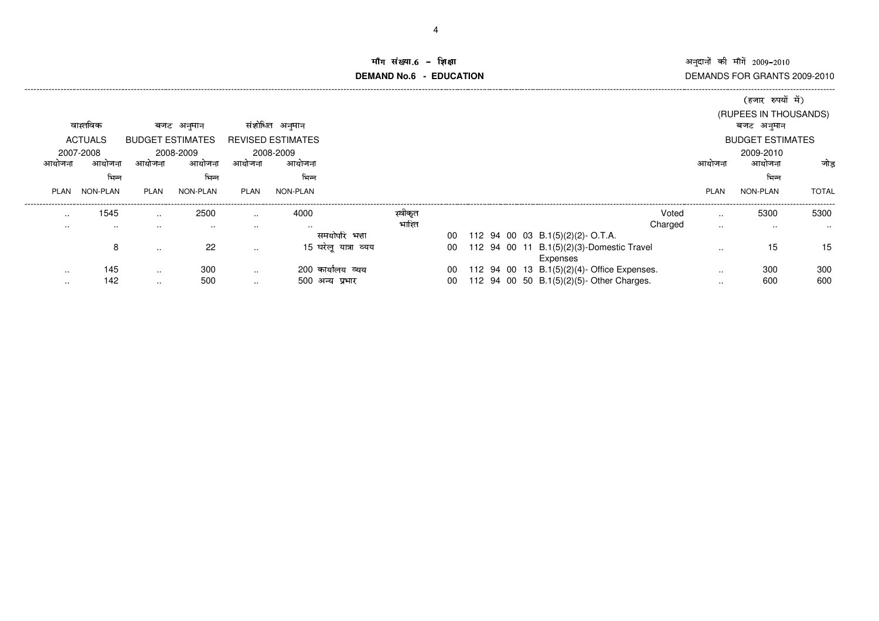# माँग संख्या.6 - शिक्षा

# DEMAND No.6 - EDUCATION

अनुदानों की माँगें 2009-2010

DEMANDS FOR GRANTS 2009-2010

(हजार रुपयों में)

(RUPEES IN THOUSANDS)

| वास्तविक ACTUALS 2007-2008 आयोजना PLAN | आयोजना भिन्न NON-PLAN | बजट अनुमान BUDGET ESTIMATES 2008-2009 आयोजना PLAN | आयोजना भिन्न NON-PLAN | संशोधित अनुमान REVISED ESTIMATES 2008-2009 आयोजना PLAN | आयोजना भिन्न NON-PLAN | | | | बजट अनुमान BUDGET ESTIMATES 2009-2010 आयोजना PLAN | आयोजना भिन्न NON-PLAN | जोड़ TOTAL |
|---|---|---|---|---|---|---|---|---|---|---|---|
| .. | 1545 | .. | 2500 | .. | 4000 | स्वीकृत | | Voted | .. | 5300 | 5300 |
| .. | .. | .. | .. | .. | .. | भारित | | Charged | .. | .. | .. |
| | | | | | | समयोपरि भत्ता | 00 112 94 00 03 | B.1(5)(2)(2)- O.T.A. | | | |
| | 8 | .. | 22 | .. | 15 | घरेलू यात्रा व्यय | 00 112 94 00 11 | B.1(5)(2)(3)-Domestic Travel Expenses | .. | 15 | 15 |
| .. | 145 | .. | 300 | .. | 200 | कार्यालय व्यय | 00 112 94 00 13 | B.1(5)(2)(4)- Office Expenses. | .. | 300 | 300 |
| .. | 142 | .. | 500 | .. | 500 | अन्य प्रभार | 00 112 94 00 50 | B.1(5)(2)(5)- Other Charges. | .. | 600 | 600 |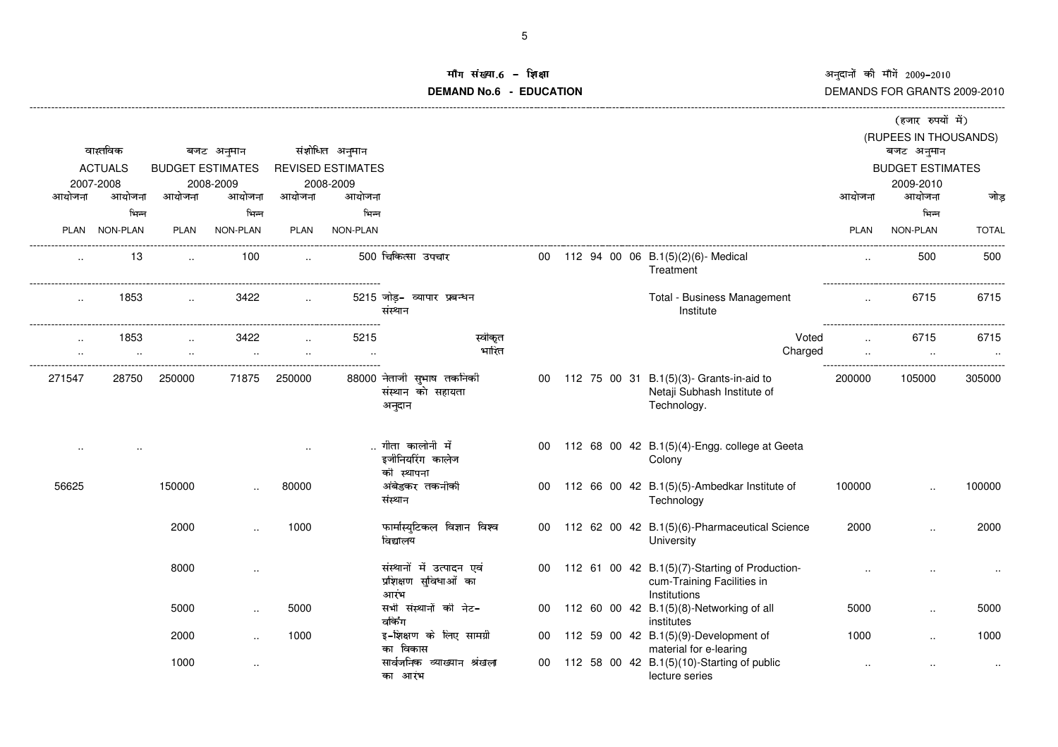**माँग संख्या.6 - शिक्षा**

**DEMAND No.6 - EDUCATION**

अनुदानों की माँगें 2009-2010

DEMANDS FOR GRANTS 2009-2010

(हजार रुपयों में)

(RUPEES IN THOUSANDS)

| वास्तविक ACTUALS 2007-2008 | | बजट अनुमान BUDGET ESTIMATES 2008-2009 | | संशोधित अनुमान REVISED ESTIMATES 2008-2009 | | | | | | | | | बजट अनुमान BUDGET ESTIMATES 2009-2010 | | |
|---|---|---|---|---|---|---|---|---|---|---|---|---|---|---|---|
| आयोजना PLAN | आयोजना भिन्न NON-PLAN | आयोजना PLAN | आयोजना भिन्न NON-PLAN | आयोजना PLAN | आयोजना भिन्न NON-PLAN | | | | | | | | आयोजना PLAN | आयोजना भिन्न NON-PLAN | जोड़ TOTAL |
| .. | 13 | .. | 100 | .. | 500 | चिकित्सा उपचार | 00 | 112 | 94 | 00 | 06 | B.1(5)(2)(6)- Medical Treatment | .. | 500 | 500 |
| .. | 1853 | .. | 3422 | .. | 5215 | जोड़- व्यापार प्रबन्धन संस्थान | | | | | | Total - Business Management Institute | .. | 6715 | 6715 |
| .. | 1853 | .. | 3422 | .. | 5215 | स्वीकृत | | | | | | Voted | .. | 6715 | 6715 |
| .. | .. | .. | .. | .. | .. | भारित | | | | | | Charged | .. | .. | .. |
| 271547 | 28750 | 250000 | 71875 | 250000 | 88000 | नेताजी सुभाष तकनीकी संस्थान को सहायता अनुदान | 00 | 112 | 75 | 00 | 31 | B.1(5)(3)- Grants-in-aid to Netaji Subhash Institute of Technology. | 200000 | 105000 | 305000 |
| .. | .. | | | .. | .. | गीता कालोनी में इजीनियरिंग कालेज की स्थापना | 00 | 112 | 68 | 00 | 42 | B.1(5)(4)-Engg. college at Geeta Colony | | | |
| 56625 | | 150000 | .. | 80000 | | अंबेडकर तकनीकी संस्थान | 00 | 112 | 66 | 00 | 42 | B.1(5)(5)-Ambedkar Institute of Technology | 100000 | .. | 100000 |
| | | 2000 | .. | 1000 | | फार्मास्युटिकल विज्ञान विश्व विद्यालय | 00 | 112 | 62 | 00 | 42 | B.1(5)(6)-Pharmaceutical Science University | 2000 | .. | 2000 |
| | | 8000 | .. | | | संस्थानों में उत्पादन एवं प्रशिक्षण सुविधाओं का आरंभ | 00 | 112 | 61 | 00 | 42 | B.1(5)(7)-Starting of Production-cum-Training Facilities in Institutions | .. | .. | .. |
| | | 5000 | .. | 5000 | | सभी संस्थानों की नेट-वर्किंग | 00 | 112 | 60 | 00 | 42 | B.1(5)(8)-Networking of all institutes | 5000 | .. | 5000 |
| | | 2000 | .. | 1000 | | इ-शिक्षण के लिए सामग्री का विकास | 00 | 112 | 59 | 00 | 42 | B.1(5)(9)-Development of material for e-learing | 1000 | .. | 1000 |
| | | 1000 | .. | | | सार्वजनिक व्याख्यान श्रंखला का आरंभ | 00 | 112 | 58 | 00 | 42 | B.1(5)(10)-Starting of public lecture series | .. | .. | .. |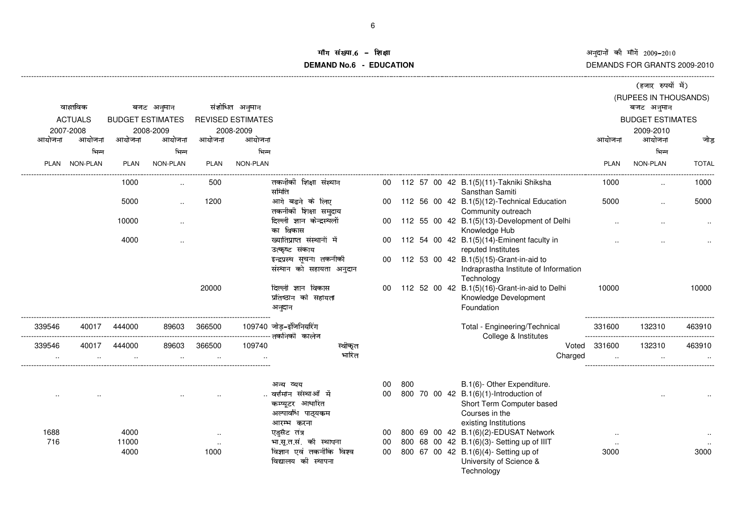# मॉंग संख्या.6 - शिक्षा
# DEMAND No.6 - EDUCATION

अनुदानों की मॉंगें 2009-2010
DEMANDS FOR GRANTS 2009-2010

(हजार रुपयों में)
(RUPEES IN THOUSANDS)

| वास्तविक ACTUALS 2007-2008 आयोजना PLAN | आयोजना भिन्न NON-PLAN | बजट अनुमान BUDGET ESTIMATES 2008-2009 आयोजना PLAN | आयोजना भिन्न NON-PLAN | संशोधित अनुमान REVISED ESTIMATES 2008-2009 आयोजना PLAN | आयोजना भिन्न NON-PLAN | | | | बजट अनुमान BUDGET ESTIMATES 2009-2010 आयोजना PLAN | आयोजना भिन्न NON-PLAN | जोड़ TOTAL |
|---|---|---|---|---|---|---|---|---|---|---|---|
| | | 1000 | .. | 500 | | तकनीकी शिक्षा संस्थान समिति | 00 112 57 00 42 | B.1(5)(11)-Takniki Shiksha Sansthan Samiti | 1000 | .. | 1000 |
| | | 5000 | .. | 1200 | | आगे बढ़ने के लिए तकनीकी शिक्षा समुदाय | 00 112 56 00 42 | B.1(5)(12)-Technical Education Community outreach | 5000 | .. | 5000 |
| | | 10000 | .. | | | दिल्ली ज्ञान केन्द्रस्थलों का विकास | 00 112 55 00 42 | B.1(5)(13)-Development of Delhi Knowledge Hub | .. | .. | .. |
| | | 4000 | .. | | | ख्यातिप्राप्त संस्थानों में उत्कृष्ट संकाय | 00 112 54 00 42 | B.1(5)(14)-Eminent faculty in reputed Institutes | .. | .. | .. |
| | | | | | | इन्द्रप्रस्थ सूचना तकनीकी संस्थान को सहायता अनुदान | 00 112 53 00 42 | B.1(5)(15)-Grant-in-aid to Indraprastha Institute of Information Technology | | | |
| | | | | 20000 | | दिल्ली ज्ञान विकास प्रतिष्ठान को सहायता अनुदान | 00 112 52 00 42 | B.1(5)(16)-Grant-in-aid to Delhi Knowledge Development Foundation | 10000 | | 10000 |
| 339546 | 40017 | 444000 | 89603 | 366500 | 109740 | जोड़-इंजिनियरिंग तकनिकी कालेज | | Total - Engineering/Technical College & Institutes | 331600 | 132310 | 463910 |
| 339546 | 40017 | 444000 | 89603 | 366500 | 109740 | स्वीकृत | | Voted | 331600 | 132310 | 463910 |
| .. | .. | .. | .. | .. | .. | भारित | | Charged | .. | .. | .. |
| | | | | | | अन्य व्यय | 00 800 | B.1(6)- Other Expenditure. | | | |
| .. | .. | | .. | .. | .. | वर्तमान संस्थाओं में कम्प्यूटर आधारित अल्पावधि पाठ्यक्रम आरम्भ करना | 00 800 70 00 42 | B.1(6)(1)-Introduction of Short Term Computer based Courses in the existing Institutions | | .. | .. |
| 1688 | | 4000 | | .. | | एडुसैट तंत्र | 00 800 69 00 42 | B.1(6)(2)-EDUSAT Network | .. | | .. |
| 716 | | 11000 | | .. | | भा.सू.त.सं. की स्थापना | 00 800 68 00 42 | B.1(6)(3)- Setting up of IIIT | .. | | .. |
| | | 4000 | | 1000 | | विज्ञान एवं तकनीकि विश्व विद्यालय की स्थापना | 00 800 67 00 42 | B.1(6)(4)- Setting up of University of Science & Technology | 3000 | | 3000 |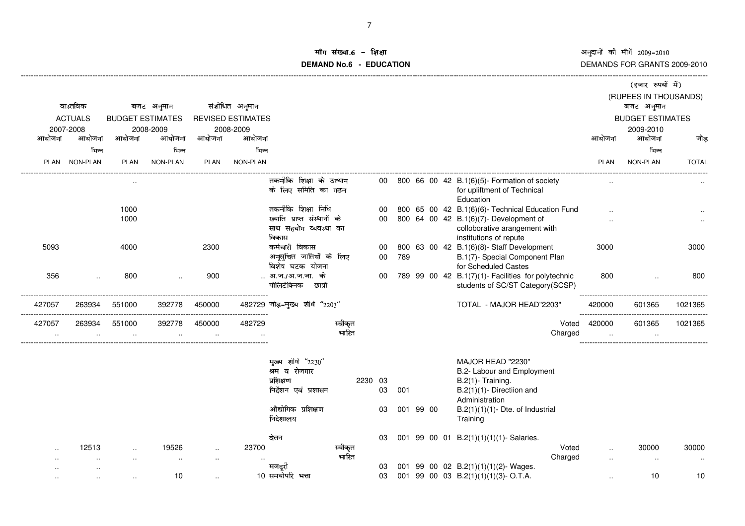# माँग संख्या.6 - शिक्षा

# DEMAND No.6 - EDUCATION

अनुदानों की माँगें 2009-2010

DEMANDS FOR GRANTS 2009-2010

(हजार रुपयों में)

(RUPEES IN THOUSANDS)

| वास्तविक ACTUALS 2007-2008 | | बजट अनुमान BUDGET ESTIMATES 2008-2009 | | संशोधित अनुमान REVISED ESTIMATES 2008-2009 | | | | | बजट अनुमान BUDGET ESTIMATES 2009-2010 | | |
|---|---|---|---|---|---|---|---|---|---|---|---|
| आयोजना PLAN | आयोजना भिन्न NON-PLAN | आयोजना PLAN | आयोजना भिन्न NON-PLAN | आयोजना PLAN | आयोजना भिन्न NON-PLAN | | | | आयोजना PLAN | आयोजना भिन्न NON-PLAN | जोड़ TOTAL |
| | | .. | | | | तकनीकि शिक्षा के उत्थान के लिए समिति का गठन | 00 800 66 00 42 | B.1(6)(5)- Formation of society for upliftment of Technical Education | .. | | .. |
| | | 1000 | | | | तकनीकि शिक्षा निधि | 00 800 65 00 42 | B.1(6)(6)- Technical Education Fund | .. | | .. |
| | | 1000 | | | | ख्याति प्राप्त संस्थानों के साथ सहयोग व्यवस्था का विकास | 00 800 64 00 42 | B.1(6)(7)- Development of colloborative arangement with institutions of repute | .. | | .. |
| 5093 | | 4000 | | 2300 | | कर्मचारी विकास | 00 800 63 00 42 | B.1(6)(8)- Staff Development | 3000 | | 3000 |
| | | | | | | अनुसुचित जातियों के लिए विशेष घटक योजना | 00 789 | B.1(7)- Special Component Plan for Scheduled Castes | | | |
| 356 | .. | 800 | .. | 900 | .. | अ.ज./अ.ज.जा. के पोलिटेक्निक छात्रों | 00 789 99 00 42 | B.1(7)(1)- Facilities for polytechnic students of SC/ST Category(SCSP) | 800 | .. | 800 |
| 427057 | 263934 | 551000 | 392778 | 450000 | 482729 | जोड़-मुख्य शीर्ष "2203" | | TOTAL - MAJOR HEAD"2203" | 420000 | 601365 | 1021365 |
| 427057 | 263934 | 551000 | 392778 | 450000 | 482729 | स्वीकृत | | Voted | 420000 | 601365 | 1021365 |
| .. | .. | .. | .. | .. | .. | भारित | | Charged | .. | .. | |
| | | | | | | मुख्य शीर्ष "2230" | | MAJOR HEAD "2230" | | | |
| | | | | | | श्रम व रोजगार | | B.2- Labour and Employment | | | |
| | | | | | | प्रशिक्षण | 2230 03 | B.2(1)- Training. | | | |
| | | | | | | निर्देशन एवं प्रशासन | 03 001 | B.2(1)(1)- Directiion and Administration | | | |
| | | | | | | औद्योगिक प्रशिक्षण निदेशालय | 03 001 99 00 | B.2(1)(1)(1)- Dte. of Industrial Training | | | |
| | | | | | | वेतन | 03 001 99 00 01 | B.2(1)(1)(1)(1)- Salaries. | | | |
| .. | 12513 | .. | 19526 | .. | 23700 | स्वीकृत | | Voted | .. | 30000 | 30000 |
| .. | .. | .. | .. | .. | .. | भारित | | Charged | .. | .. | .. |
| .. | .. | | | | | मजदूरी | 03 001 99 00 02 | B.2(1)(1)(1)(2)- Wages. | | | |
| .. | .. | .. | 10 | .. | 10 | समयोपरि भत्ता | 03 001 99 00 03 | B.2(1)(1)(1)(3)- O.T.A. | .. | 10 | 10 |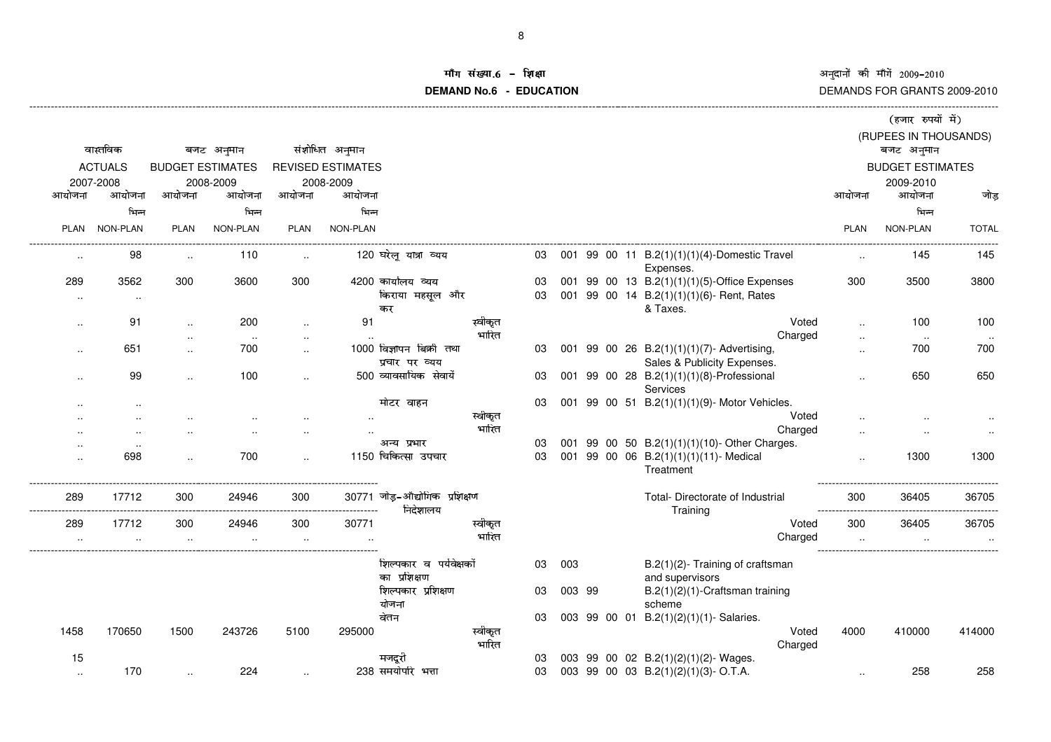# मॉंग संख्या.6 - शिक्षा
# DEMAND No.6 - EDUCATION

अनुदानों की मॉंगें 2009-2010
DEMANDS FOR GRANTS 2009-2010

(हजार रुपयों में)
(RUPEES IN THOUSANDS)

| वास्तविक ACTUALS 2007-2008 | | बजट अनुमान BUDGET ESTIMATES 2008-2009 | | संशोधित अनुमान REVISED ESTIMATES 2008-2009 | | | | | बजट अनुमान BUDGET ESTIMATES 2009-2010 | | |
|---|---|---|---|---|---|---|---|---|---|---|---|
| आयोजना PLAN | आयोजना भिन्न NON-PLAN | आयोजना PLAN | आयोजना भिन्न NON-PLAN | आयोजना PLAN | आयोजना भिन्न NON-PLAN | | | | आयोजना PLAN | आयोजना भिन्न NON-PLAN | जोड़ TOTAL |
| .. | 98 | .. | 110 | .. | 120 | घरेलू यात्रा व्यय | 03 001 99 00 11 | B.2(1)(1)(1)(4)-Domestic Travel Expenses. | .. | 145 | 145 |
| 289 | 3562 | 300 | 3600 | 300 | 4200 | कार्यालय व्यय | 03 001 99 00 13 | B.2(1)(1)(1)(5)-Office Expenses | 300 | 3500 | 3800 |
| .. | .. | | | | | किराया महसूल और कर | 03 001 99 00 14 | B.2(1)(1)(1)(6)- Rent, Rates & Taxes. | | | |
| .. | 91 | .. | 200 | .. | 91 | स्वीकृत | | Voted | .. | 100 | 100 |
| | | .. | .. | .. | .. | भारित | | Charged | .. | .. | .. |
| .. | 651 | .. | 700 | .. | 1000 | विज्ञापन बिक्री तथा प्रचार पर व्यय | 03 001 99 00 26 | B.2(1)(1)(1)(7)- Advertising, Sales & Publicity Expenses. | .. | 700 | 700 |
| .. | 99 | .. | 100 | .. | 500 | व्यावसायिक सेवायें | 03 001 99 00 28 | B.2(1)(1)(1)(8)-Professional Services | .. | 650 | 650 |
| .. | .. | | | | | मोटर वाहन | 03 001 99 00 51 | B.2(1)(1)(1)(9)- Motor Vehicles. | | | |
| .. | .. | .. | .. | .. | .. | स्वीकृत | | Voted | .. | .. | .. |
| .. | .. | .. | .. | .. | .. | भारित | | Charged | .. | .. | .. |
| .. | .. | | | | | अन्य प्रभार | 03 001 99 00 50 | B.2(1)(1)(1)(10)- Other Charges. | | | |
| .. | 698 | .. | 700 | .. | 1150 | चिकित्सा उपचार | 03 001 99 00 06 | B.2(1)(1)(1)(11)- Medical Treatment | .. | 1300 | 1300 |
| 289 | 17712 | 300 | 24946 | 300 | 30771 | जोड़-औद्योगिक प्रशिक्षण निदेशालय | | Total- Directorate of Industrial Training | 300 | 36405 | 36705 |
| 289 | 17712 | 300 | 24946 | 300 | 30771 | स्वीकृत | | Voted | 300 | 36405 | 36705 |
| .. | .. | .. | .. | .. | .. | भारित | | Charged | .. | .. | .. |
| | | | | | | शिल्पकार व पर्यवेक्षकों का प्रशिक्षण | 03 003 | B.2(1)(2)- Training of craftsman and supervisors | | | |
| | | | | | | शिल्पकार प्रशिक्षण योजना | 03 003 99 | B.2(1)(2)(1)-Craftsman training scheme | | | |
| | | | | | | वेतन | 03 003 99 00 01 | B.2(1)(2)(1)(1)- Salaries. | | | |
| 1458 | 170650 | 1500 | 243726 | 5100 | 295000 | स्वीकृत | | Voted | 4000 | 410000 | 414000 |
| | | | | | | भारित | | Charged | | | |
| 15 | | | | | | मजदूरी | 03 003 99 00 02 | B.2(1)(2)(1)(2)- Wages. | | | |
| .. | 170 | .. | 224 | .. | 238 | समयोपरि भत्ता | 03 003 99 00 03 | B.2(1)(2)(1)(3)- O.T.A. | .. | 258 | 258 |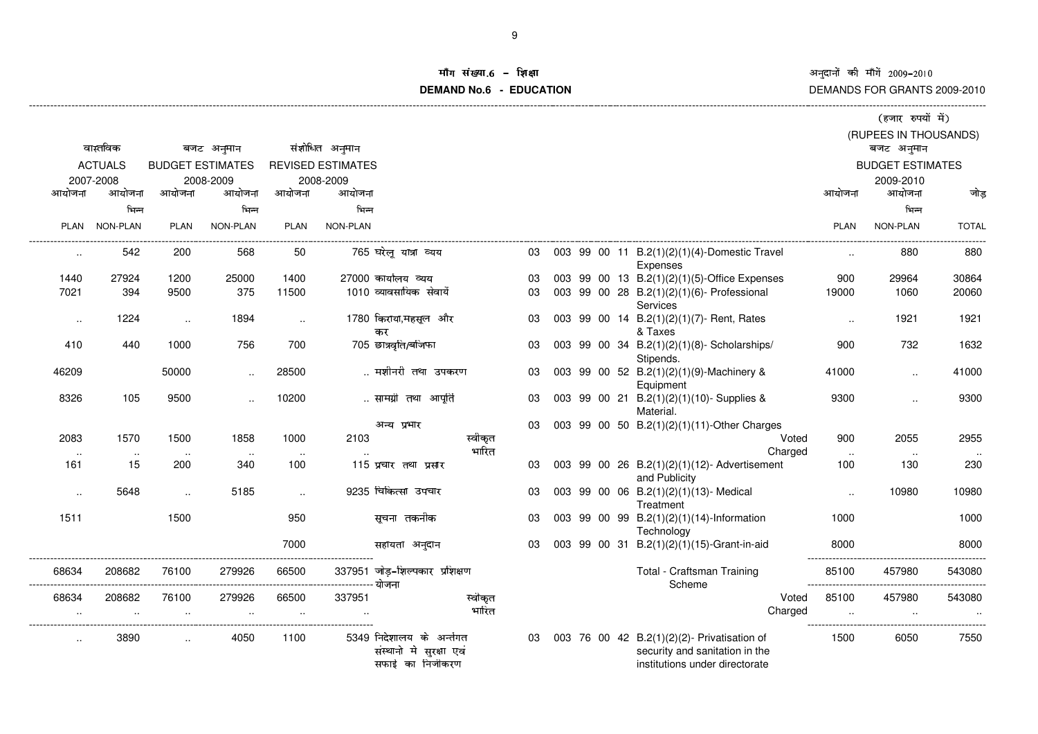# माँग संख्या.6 – शिक्षा

# DEMAND No.6 - EDUCATION

अनुदानों की माँगें 2009-2010

DEMANDS FOR GRANTS 2009-2010

(हजार रुपयों में)
(RUPEES IN THOUSANDS)

| वास्तविक ACTUALS 2007-2008 | | बजट अनुमान BUDGET ESTIMATES 2008-2009 | | संशोधित अनुमान REVISED ESTIMATES 2008-2009 | | | | | बजट अनुमान BUDGET ESTIMATES 2009-2010 | | |
|---|---|---|---|---|---|---|---|---|---|---|---|
| आयोजना PLAN | आयोजना भिन्न NON-PLAN | आयोजना PLAN | आयोजना भिन्न NON-PLAN | आयोजना PLAN | आयोजना भिन्न NON-PLAN | | | | आयोजना PLAN | आयोजना भिन्न NON-PLAN | जोड़ TOTAL |
| .. | 542 | 200 | 568 | 50 | 765 | घरेलू यात्रा व्यय | 03 003 99 00 11 | B.2(1)(2)(1)(4)-Domestic Travel Expenses | .. | 880 | 880 |
| 1440 | 27924 | 1200 | 25000 | 1400 | 27000 | कार्यालय व्यय | 03 003 99 00 13 | B.2(1)(2)(1)(5)-Office Expenses | 900 | 29964 | 30864 |
| 7021 | 394 | 9500 | 375 | 11500 | 1010 | व्यावसायिक सेवायें | 03 003 99 00 28 | B.2(1)(2)(1)(6)- Professional Services | 19000 | 1060 | 20060 |
| .. | 1224 | .. | 1894 | .. | 1780 | किराया,महसूल और कर | 03 003 99 00 14 | B.2(1)(2)(1)(7)- Rent, Rates & Taxes | .. | 1921 | 1921 |
| 410 | 440 | 1000 | 756 | 700 | 705 | छात्रवृति/वजिफा | 03 003 99 00 34 | B.2(1)(2)(1)(8)- Scholarships/ Stipends. | 900 | 732 | 1632 |
| 46209 | | 50000 | .. | 28500 | .. | मशीनरी तथा उपकरण | 03 003 99 00 52 | B.2(1)(2)(1)(9)-Machinery & Equipment | 41000 | .. | 41000 |
| 8326 | 105 | 9500 | .. | 10200 | .. | सामग्री तथा आपूर्ति | 03 003 99 00 21 | B.2(1)(2)(1)(10)- Supplies & Material. | 9300 | .. | 9300 |
| | | | | | | अन्य प्रभार | 03 003 99 00 50 | B.2(1)(2)(1)(11)-Other Charges | | | |
| 2083 | 1570 | 1500 | 1858 | 1000 | 2103 | स्वीकृत | | Voted | 900 | 2055 | 2955 |
| .. | .. | .. | .. | .. | .. | भारित | | Charged | .. | .. | .. |
| 161 | 15 | 200 | 340 | 100 | 115 | प्रचार तथा प्रसार | 03 003 99 00 26 | B.2(1)(2)(1)(12)- Advertisement and Publicity | 100 | 130 | 230 |
| .. | 5648 | .. | 5185 | .. | 9235 | चिकित्सा उपचार | 03 003 99 00 06 | B.2(1)(2)(1)(13)- Medical Treatment | .. | 10980 | 10980 |
| 1511 | | 1500 | | 950 | | सूचना तकनीक | 03 003 99 00 99 | B.2(1)(2)(1)(14)-Information Technology | 1000 | | 1000 |
| | | | | 7000 | | सहायता अनुदान | 03 003 99 00 31 | B.2(1)(2)(1)(15)-Grant-in-aid | 8000 | | 8000 |
| 68634 | 208682 | 76100 | 279926 | 66500 | 337951 | जोड़-शिल्पकार प्रशिक्षण योजना | | Total - Craftsman Training Scheme | 85100 | 457980 | 543080 |
| 68634 | 208682 | 76100 | 279926 | 66500 | 337951 | स्वीकृत | | Voted | 85100 | 457980 | 543080 |
| .. | .. | .. | .. | .. | .. | भारित | | Charged | .. | .. | .. |
| .. | 3890 | .. | 4050 | 1100 | 5349 | निदेशालय के अन्तर्गत संस्थानो मे सुरक्षा एवं सफाई का निजीकरण | 03 003 76 00 42 | B.2(1)(2)(2)- Privatisation of security and sanitation in the institutions under directorate | 1500 | 6050 | 7550 |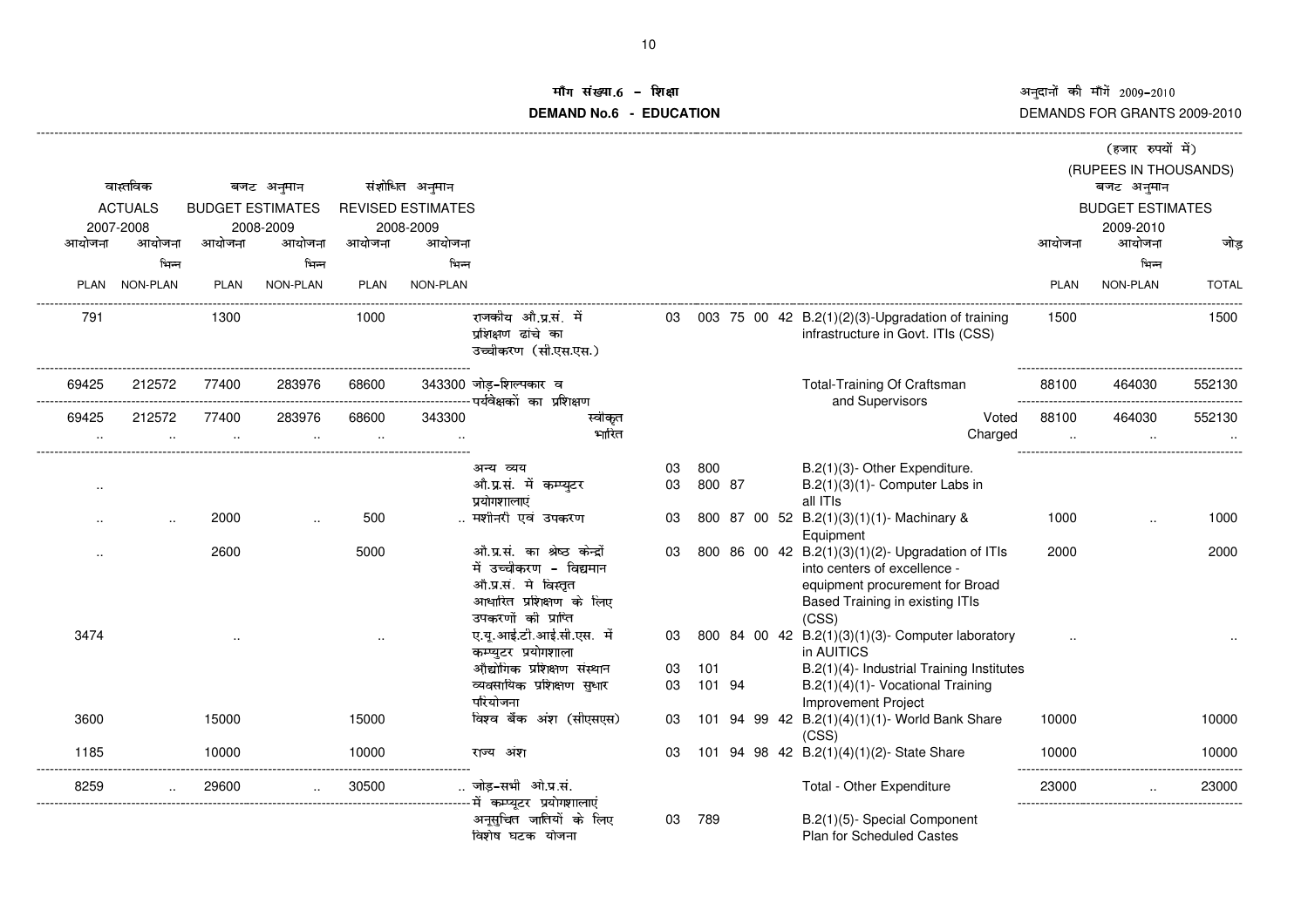## मॉंग संख्या.6 - शिक्षा
## DEMAND No.6 - EDUCATION

अनुदानों की माँगें 2009-2010
DEMANDS FOR GRANTS 2009-2010

(हजार रुपयों में)
(RUPEES IN THOUSANDS)

| वास्तविक ACTUALS 2007-2008 | | बजट अनुमान BUDGET ESTIMATES 2008-2009 | | संशोधित अनुमान REVISED ESTIMATES 2008-2009 | | | | | | | | | बजट अनुमान BUDGET ESTIMATES 2009-2010 | | |
|---|---|---|---|---|---|---|---|---|---|---|---|---|---|---|---|
| आयोजना PLAN | आयोजना भिन्न NON-PLAN | आयोजना PLAN | आयोजना भिन्न NON-PLAN | आयोजना PLAN | आयोजना भिन्न NON-PLAN | | | | | | | | आयोजना PLAN | आयोजना भिन्न NON-PLAN | जोड़ TOTAL |
| 791 | | 1300 | | 1000 | | राजकीय औ.प्र.सं. में प्रशिक्षण ढांचे का उच्चीकरण (सी.एस.एस.) | 03 | 003 | 75 | 00 | 42 | B.2(1)(2)(3)-Upgradation of training infrastructure in Govt. ITIs (CSS) | 1500 | | 1500 |
| 69425 | 212572 | 77400 | 283976 | 68600 | 343300 | जोड़-शिल्पकार व पर्यवेक्षकों का प्रशिक्षण | | | | | | Total-Training Of Craftsman and Supervisors | 88100 | 464030 | 552130 |
| 69425 | 212572 | 77400 | 283976 | 68600 | 343300 | स्वीकृत | | | | | | Voted | 88100 | 464030 | 552130 |
| .. | .. | .. | .. | .. | .. | भारित | | | | | | Charged | .. | .. | .. |
| | | | | | | अन्य व्यय | 03 | 800 | | | | B.2(1)(3)- Other Expenditure. | | | |
| .. | | | | | | औ.प्र.सं. में कम्प्युटर प्रयोगशालाएं | 03 | 800 | 87 | | | B.2(1)(3)(1)- Computer Labs in all ITIs | | | |
| .. | .. | 2000 | .. | 500 | .. | मशीनरी एवं उपकरण | 03 | 800 | 87 | 00 | 52 | B.2(1)(3)(1)(1)- Machinary & Equipment | 1000 | .. | 1000 |
| .. | | 2600 | | 5000 | | औ.प्र.सं. का श्रेष्ठ केन्द्रों में उच्चीकरण - विद्यमान औ.प्र.सं. मे विस्तृत आधारित प्रशिक्षण के लिए उपकरणों की प्राप्ति | 03 | 800 | 86 | 00 | 42 | B.2(1)(3)(1)(2)- Upgradation of ITIs into centers of excellence - equipment procurement for Broad Based Training in existing ITIs (CSS) | 2000 | | 2000 |
| 3474 | | .. | | .. | | ए.यू.आई.टी.आई.सी.एस. में कम्प्युटर प्रयोगशाला | 03 | 800 | 84 | 00 | 42 | B.2(1)(3)(1)(3)- Computer laboratory in AUITICS | .. | | .. |
| | | | | | | औद्योगिक प्रशिक्षण संस्थान | 03 | 101 | | | | B.2(1)(4)- Industrial Training Institutes | | | |
| | | | | | | व्यवसायिक प्रशिक्षण सुधार परियोजना | 03 | 101 | 94 | | | B.2(1)(4)(1)- Vocational Training Improvement Project | | | |
| 3600 | | 15000 | | 15000 | | विश्व बैंक अंश (सीएसएस) | 03 | 101 | 94 | 99 | 42 | B.2(1)(4)(1)(1)- World Bank Share (CSS) | 10000 | | 10000 |
| 1185 | | 10000 | | 10000 | | राज्य अंश | 03 | 101 | 94 | 98 | 42 | B.2(1)(4)(1)(2)- State Share | 10000 | | 10000 |
| 8259 | .. | 29600 | .. | 30500 | .. | जोड़-सभी ओ.प्र.सं. में कम्प्यूटर प्रयोगशालाएं | | | | | | Total - Other Expenditure | 23000 | .. | 23000 |
| | | | | | | अनुसुचित जातियों के लिए विशेष घटक योजना | 03 | 789 | | | | B.2(1)(5)- Special Component Plan for Scheduled Castes | | | |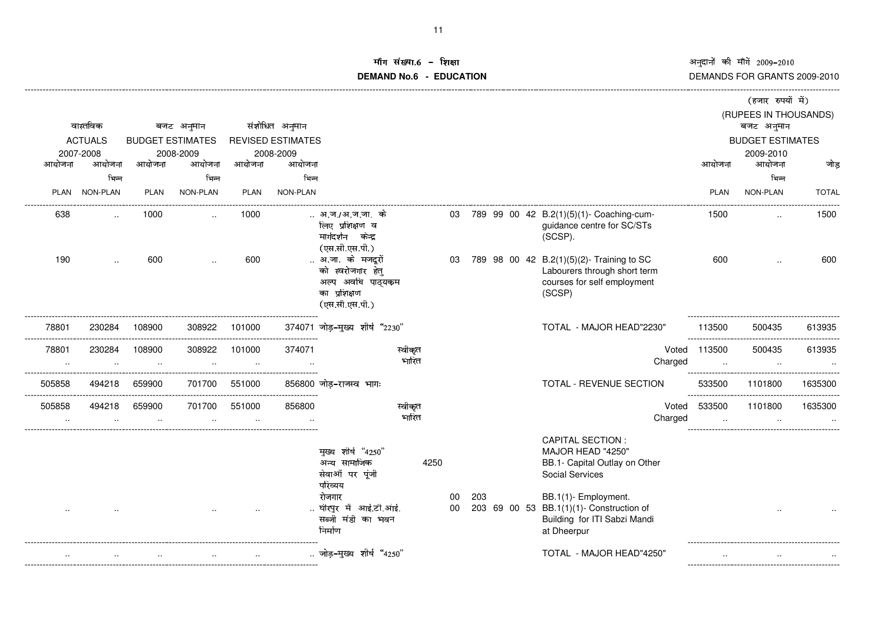# माँग संख्या.6 - शिक्षा
# DEMAND No.6 - EDUCATION

अनुदानों की माँगें 2009-2010
DEMANDS FOR GRANTS 2009-2010

(हजार रुपयों में)
(RUPEES IN THOUSANDS)

| वास्तविक ACTUALS 2007-2008 | | बजट अनुमान BUDGET ESTIMATES 2008-2009 | | संशोधित अनुमान REVISED ESTIMATES 2008-2009 | | | | | बजट अनुमान BUDGET ESTIMATES 2009-2010 | | |
|---|---|---|---|---|---|---|---|---|---|---|---|
| आयोजना PLAN | आयोजना भिन्न NON-PLAN | आयोजना PLAN | आयोजना भिन्न NON-PLAN | आयोजना PLAN | आयोजना भिन्न NON-PLAN | | | | आयोजना PLAN | आयोजना भिन्न NON-PLAN | जोड़ TOTAL |
| 638 | .. | 1000 | .. | 1000 | .. | अ.ज./अ.ज.जा. के लिए प्रशिक्षण व मार्गदर्शन केन्द्र (एस.सी.एस.पी.) | 03 789 99 00 42 | B.2(1)(5)(1)- Coaching-cum-guidance centre for SC/STs (SCSP). | 1500 | .. | 1500 |
| 190 | .. | 600 | .. | 600 | .. | अ.जा. के मजदूरों को स्वरोजगार हेतु अल्प अवधि पाठ्यक्रम का प्रशिक्षण (एस.सी.एस.पी.) | 03 789 98 00 42 | B.2(1)(5)(2)- Training to SC Labourers through short term courses for self employment (SCSP) | 600 | .. | 600 |
| 78801 | 230284 | 108900 | 308922 | 101000 | 374071 | जोड़-मुख्य शीर्ष "2230" | | TOTAL - MAJOR HEAD"2230" | 113500 | 500435 | 613935 |
| 78801 | 230284 | 108900 | 308922 | 101000 | 374071 | स्वीकृत | | Voted | 113500 | 500435 | 613935 |
| .. | .. | .. | .. | .. | .. | भारित | | Charged | .. | .. | .. |
| 505858 | 494218 | 659900 | 701700 | 551000 | 856800 | जोड़-राजस्व भागः | | TOTAL - REVENUE SECTION | 533500 | 1101800 | 1635300 |
| 505858 | 494218 | 659900 | 701700 | 551000 | 856800 | स्वीकृत | | Voted | 533500 | 1101800 | 1635300 |
| .. | .. | .. | .. | .. | .. | भारित | | Charged | .. | .. | .. |
| | | | | | | | | CAPITAL SECTION : | | | |
| | | | | | | मुख्य शीर्ष "4250" अन्य सामाजिक सेवाओं पर पूंजी परिव्यय | 4250 | MAJOR HEAD "4250" BB.1- Capital Outlay on Other Social Services | | | |
| | | | | | | रोजगार | 00 203 | BB.1(1)- Employment. | | | |
| .. | .. | | .. | .. | .. | धीरपुर में आई.टी.आई. सब्जी मंडी का भवन निर्माण | 00 203 69 00 53 | BB.1(1)(1)- Construction of Building for ITI Sabzi Mandi at Dheerpur | | .. | .. |
| .. | .. | .. | .. | .. | .. | जोड़-मुख्य शीर्ष "4250" | | TOTAL - MAJOR HEAD"4250" | .. | .. | .. |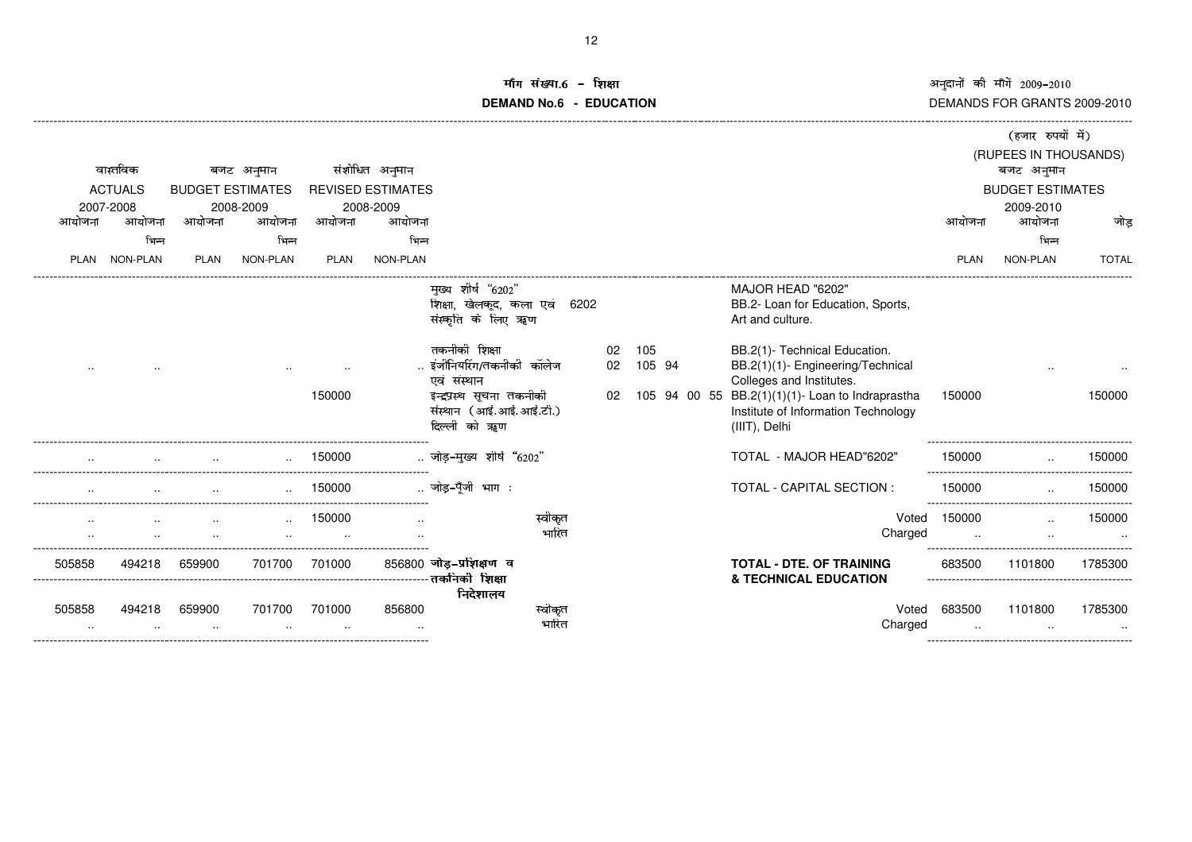# माँग संख्या.6 - शिक्षा
# DEMAND No.6 - EDUCATION

अनुदानों की माँगें 2009-2010
DEMANDS FOR GRANTS 2009-2010

(हजार रुपयों में)
(RUPEES IN THOUSANDS)

| वास्तविक ACTUALS 2007-2008 | | बजट अनुमान BUDGET ESTIMATES 2008-2009 | | संशोधित अनुमान REVISED ESTIMATES 2008-2009 | | | | | बजट अनुमान BUDGET ESTIMATES 2009-2010 | | |
|---|---|---|---|---|---|---|---|---|---|---|---|
| आयोजना PLAN | आयोजना भिन्न NON-PLAN | आयोजना PLAN | आयोजना भिन्न NON-PLAN | आयोजना PLAN | आयोजना भिन्न NON-PLAN | | | | आयोजना PLAN | आयोजना भिन्न NON-PLAN | जोड़ TOTAL |
| | | | | | | मुख्य शीर्ष "6202" शिक्षा, खेलकूद, कला एवं संस्कृति के लिए ऋण | 6202 | MAJOR HEAD "6202" BB.2- Loan for Education, Sports, Art and culture. | | | |
| | | | | | | तकनीकी शिक्षा | 02 105 | BB.2(1)- Technical Education. | | | |
| .. | .. | | .. | .. | .. | इंजीनियरिंग/तकनीकी कॉलेज एवं संस्थान | 02 105 94 | BB.2(1)(1)- Engineering/Technical Colleges and Institutes. | | .. | .. |
| | | | | 150000 | | इन्द्रप्रस्थ सूचना तकनीकी संस्थान (आई.आई.आई.टी.) दिल्ली को ऋण | 02 105 94 00 55 | BB.2(1)(1)(1)- Loan to Indraprastha Institute of Information Technology (IIIT), Delhi | 150000 | | 150000 |
| .. | .. | .. | .. | 150000 | .. | जोड़-मुख्य शीर्ष "6202" | | TOTAL - MAJOR HEAD"6202" | 150000 | .. | 150000 |
| .. | .. | .. | .. | 150000 | .. | जोड़-पूँजी भाग : | | TOTAL - CAPITAL SECTION : | 150000 | .. | 150000 |
| .. | .. | .. | .. | 150000 | .. | स्वीकृत | | Voted | 150000 | .. | 150000 |
| .. | .. | .. | .. | .. | .. | भारित | | Charged | .. | .. | .. |
| 505858 | 494218 | 659900 | 701700 | 701000 | 856800 | **जोड़-प्रशिक्षण व तकनीकी शिक्षा निदेशालय** | | **TOTAL - DTE. OF TRAINING & TECHNICAL EDUCATION** | 683500 | 1101800 | 1785300 |
| 505858 | 494218 | 659900 | 701700 | 701000 | 856800 | स्वीकृत | | Voted | 683500 | 1101800 | 1785300 |
| .. | .. | .. | .. | .. | .. | भारित | | Charged | .. | .. | .. |